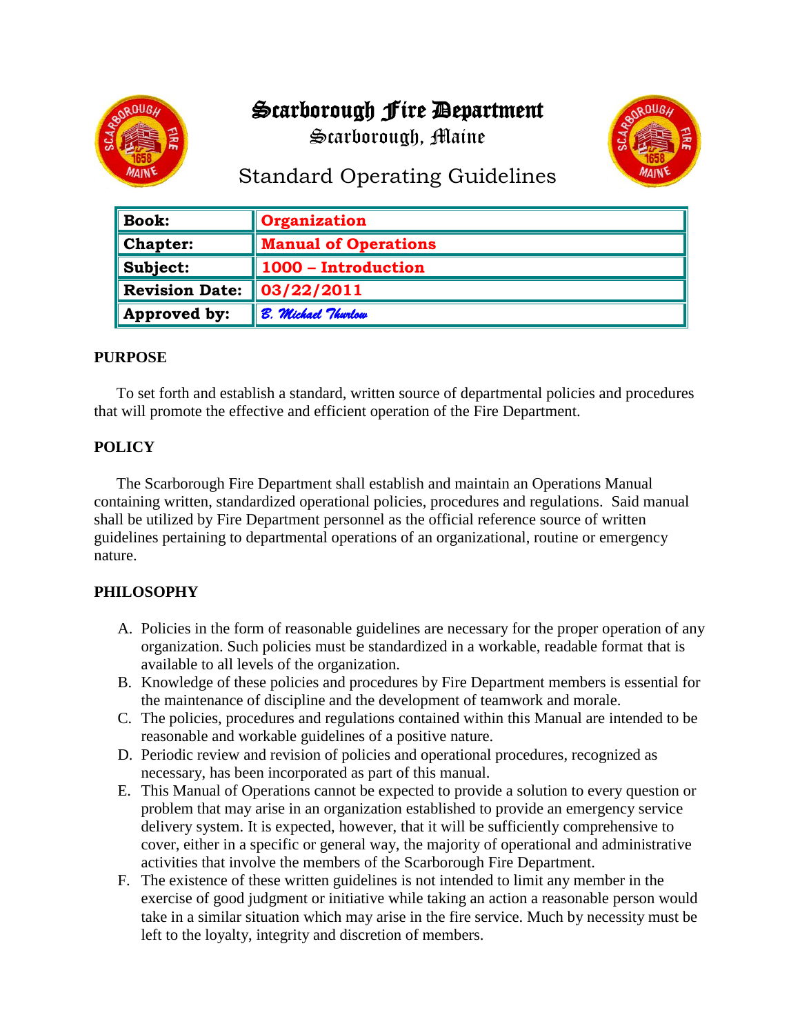# Scarborough Fire Department

## Scarborough, Maine

## Standard Operating Guidelines

| | |
|---|---|
| **Book:** | **Organization** |
| **Chapter:** | **Manual of Operations** |
| **Subject:** | **1000 – Introduction** |
| **Revision Date:** | **03/22/2011** |
| **Approved by:** | *B. Michael Thurlow* |

### PURPOSE

To set forth and establish a standard, written source of departmental policies and procedures that will promote the effective and efficient operation of the Fire Department.

### POLICY

The Scarborough Fire Department shall establish and maintain an Operations Manual containing written, standardized operational policies, procedures and regulations. Said manual shall be utilized by Fire Department personnel as the official reference source of written guidelines pertaining to departmental operations of an organizational, routine or emergency nature.

### PHILOSOPHY

A. Policies in the form of reasonable guidelines are necessary for the proper operation of any organization. Such policies must be standardized in a workable, readable format that is available to all levels of the organization.
B. Knowledge of these policies and procedures by Fire Department members is essential for the maintenance of discipline and the development of teamwork and morale.
C. The policies, procedures and regulations contained within this Manual are intended to be reasonable and workable guidelines of a positive nature.
D. Periodic review and revision of policies and operational procedures, recognized as necessary, has been incorporated as part of this manual.
E. This Manual of Operations cannot be expected to provide a solution to every question or problem that may arise in an organization established to provide an emergency service delivery system. It is expected, however, that it will be sufficiently comprehensive to cover, either in a specific or general way, the majority of operational and administrative activities that involve the members of the Scarborough Fire Department.
F. The existence of these written guidelines is not intended to limit any member in the exercise of good judgment or initiative while taking an action a reasonable person would take in a similar situation which may arise in the fire service. Much by necessity must be left to the loyalty, integrity and discretion of members.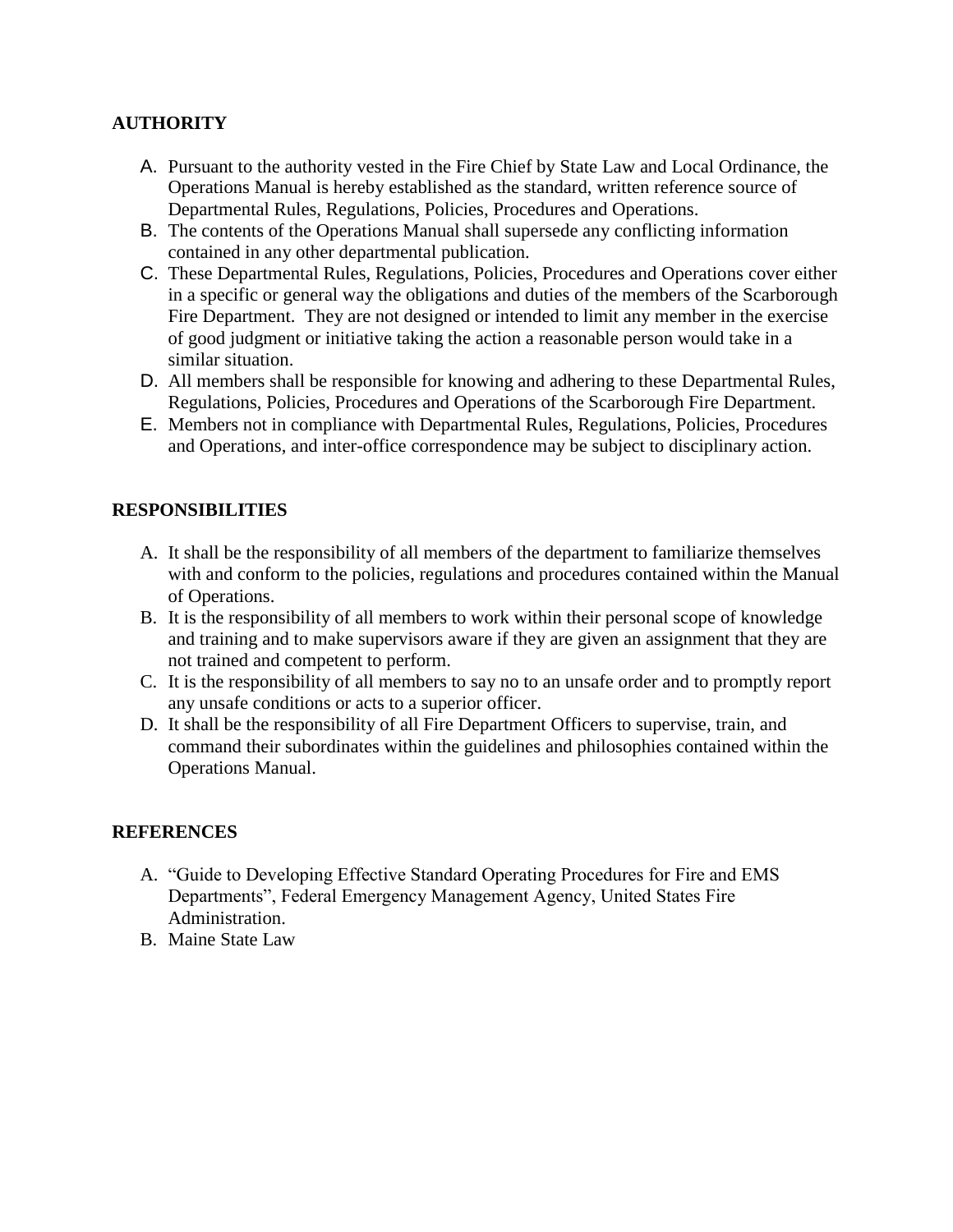## AUTHORITY

A. Pursuant to the authority vested in the Fire Chief by State Law and Local Ordinance, the Operations Manual is hereby established as the standard, written reference source of Departmental Rules, Regulations, Policies, Procedures and Operations.
B. The contents of the Operations Manual shall supersede any conflicting information contained in any other departmental publication.
C. These Departmental Rules, Regulations, Policies, Procedures and Operations cover either in a specific or general way the obligations and duties of the members of the Scarborough Fire Department. They are not designed or intended to limit any member in the exercise of good judgment or initiative taking the action a reasonable person would take in a similar situation.
D. All members shall be responsible for knowing and adhering to these Departmental Rules, Regulations, Policies, Procedures and Operations of the Scarborough Fire Department.
E. Members not in compliance with Departmental Rules, Regulations, Policies, Procedures and Operations, and inter-office correspondence may be subject to disciplinary action.

## RESPONSIBILITIES

A. It shall be the responsibility of all members of the department to familiarize themselves with and conform to the policies, regulations and procedures contained within the Manual of Operations.
B. It is the responsibility of all members to work within their personal scope of knowledge and training and to make supervisors aware if they are given an assignment that they are not trained and competent to perform.
C. It is the responsibility of all members to say no to an unsafe order and to promptly report any unsafe conditions or acts to a superior officer.
D. It shall be the responsibility of all Fire Department Officers to supervise, train, and command their subordinates within the guidelines and philosophies contained within the Operations Manual.

## REFERENCES

A. “Guide to Developing Effective Standard Operating Procedures for Fire and EMS Departments”, Federal Emergency Management Agency, United States Fire Administration.
B. Maine State Law